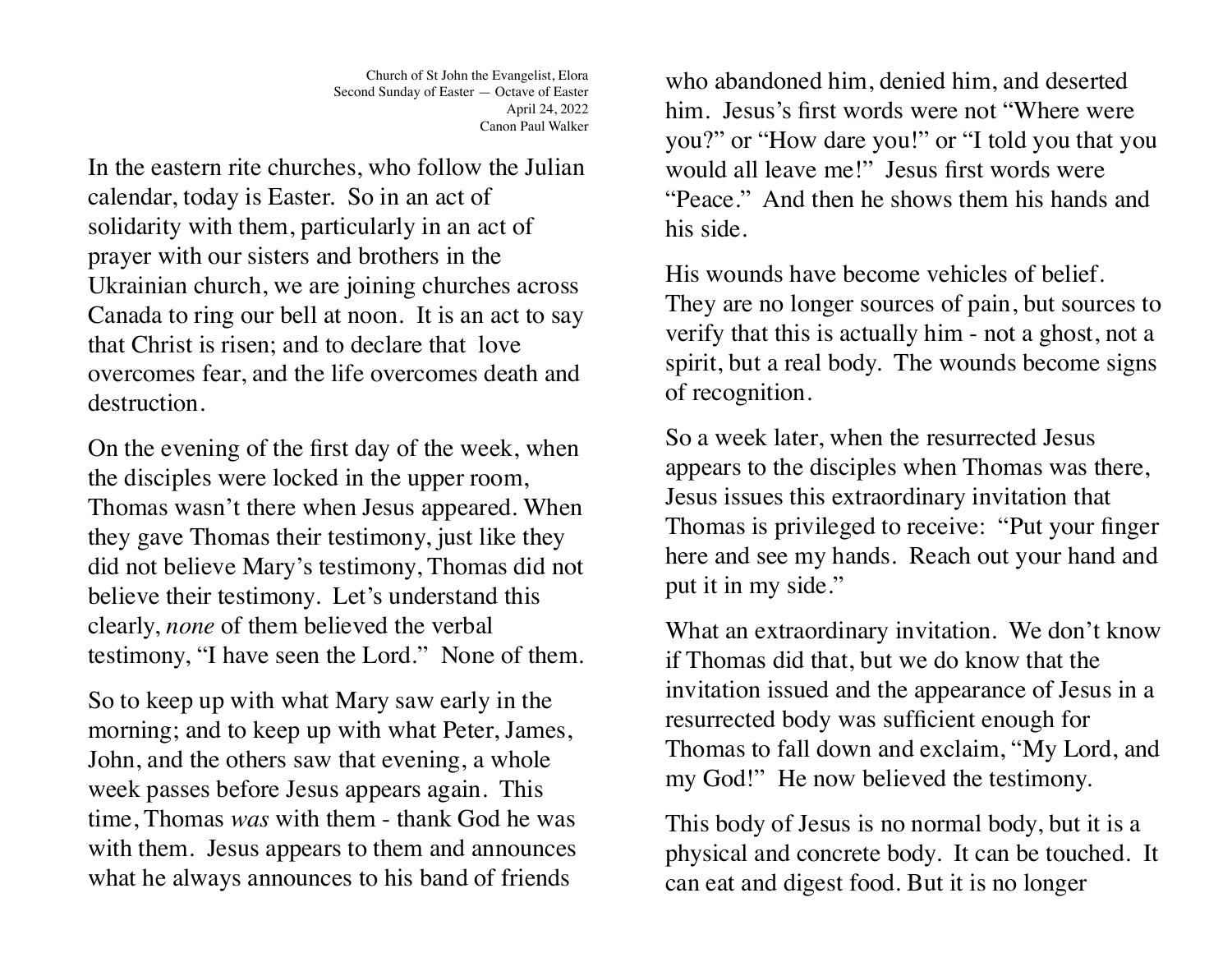Church of St John the Evangelist, Elora
Second Sunday of Easter — Octave of Easter
April 24, 2022
Canon Paul Walker

In the eastern rite churches, who follow the Julian calendar, today is Easter. So in an act of solidarity with them, particularly in an act of prayer with our sisters and brothers in the Ukrainian church, we are joining churches across Canada to ring our bell at noon. It is an act to say that Christ is risen; and to declare that love overcomes fear, and the life overcomes death and destruction.

On the evening of the first day of the week, when the disciples were locked in the upper room, Thomas wasn't there when Jesus appeared. When they gave Thomas their testimony, just like they did not believe Mary's testimony, Thomas did not believe their testimony. Let's understand this clearly, *none* of them believed the verbal testimony, "I have seen the Lord." None of them.

So to keep up with what Mary saw early in the morning; and to keep up with what Peter, James, John, and the others saw that evening, a whole week passes before Jesus appears again. This time, Thomas *was* with them - thank God he was with them. Jesus appears to them and announces what he always announces to his band of friends who abandoned him, denied him, and deserted him. Jesus's first words were not "Where were you?" or "How dare you!" or "I told you that you would all leave me!" Jesus first words were "Peace." And then he shows them his hands and his side.

His wounds have become vehicles of belief. They are no longer sources of pain, but sources to verify that this is actually him - not a ghost, not a spirit, but a real body. The wounds become signs of recognition.

So a week later, when the resurrected Jesus appears to the disciples when Thomas was there, Jesus issues this extraordinary invitation that Thomas is privileged to receive: "Put your finger here and see my hands. Reach out your hand and put it in my side."

What an extraordinary invitation. We don't know if Thomas did that, but we do know that the invitation issued and the appearance of Jesus in a resurrected body was sufficient enough for Thomas to fall down and exclaim, "My Lord, and my God!" He now believed the testimony.

This body of Jesus is no normal body, but it is a physical and concrete body. It can be touched. It can eat and digest food. But it is no longer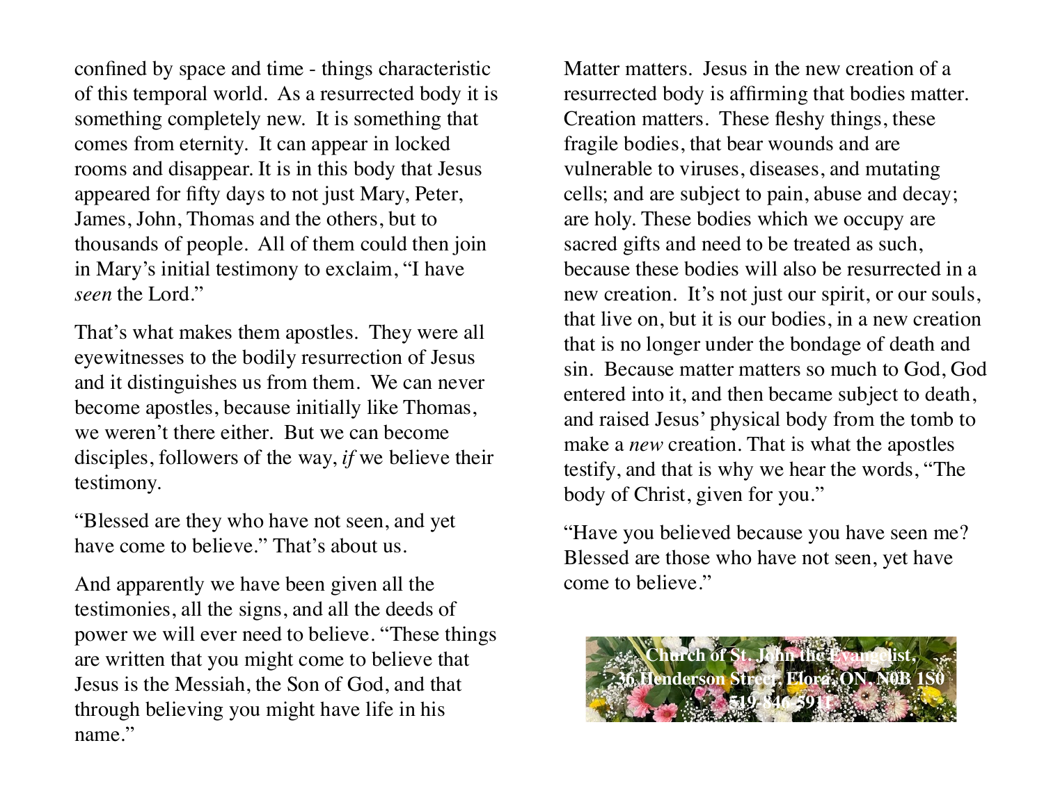confined by space and time - things characteristic of this temporal world. As a resurrected body it is something completely new. It is something that comes from eternity. It can appear in locked rooms and disappear. It is in this body that Jesus appeared for fifty days to not just Mary, Peter, James, John, Thomas and the others, but to thousands of people. All of them could then join in Mary's initial testimony to exclaim, "I have *seen* the Lord."

That's what makes them apostles. They were all eyewitnesses to the bodily resurrection of Jesus and it distinguishes us from them. We can never become apostles, because initially like Thomas, we weren't there either. But we can become disciples, followers of the way, *if* we believe their testimony.

"Blessed are they who have not seen, and yet have come to believe." That's about us.

And apparently we have been given all the testimonies, all the signs, and all the deeds of power we will ever need to believe. "These things are written that you might come to believe that Jesus is the Messiah, the Son of God, and that through believing you might have life in his name."

Matter matters. Jesus in the new creation of a resurrected body is affirming that bodies matter. Creation matters. These fleshy things, these fragile bodies, that bear wounds and are vulnerable to viruses, diseases, and mutating cells; and are subject to pain, abuse and decay; are holy. These bodies which we occupy are sacred gifts and need to be treated as such, because these bodies will also be resurrected in a new creation. It's not just our spirit, or our souls, that live on, but it is our bodies, in a new creation that is no longer under the bondage of death and sin. Because matter matters so much to God, God entered into it, and then became subject to death, and raised Jesus' physical body from the tomb to make a *new* creation. That is what the apostles testify, and that is why we hear the words, "The body of Christ, given for you."

"Have you believed because you have seen me? Blessed are those who have not seen, yet have come to believe."

**Church of St. John the Evangelist,**
**36 Henderson Street, Elora, ON, N0B 1S0**
**519-846-5911**